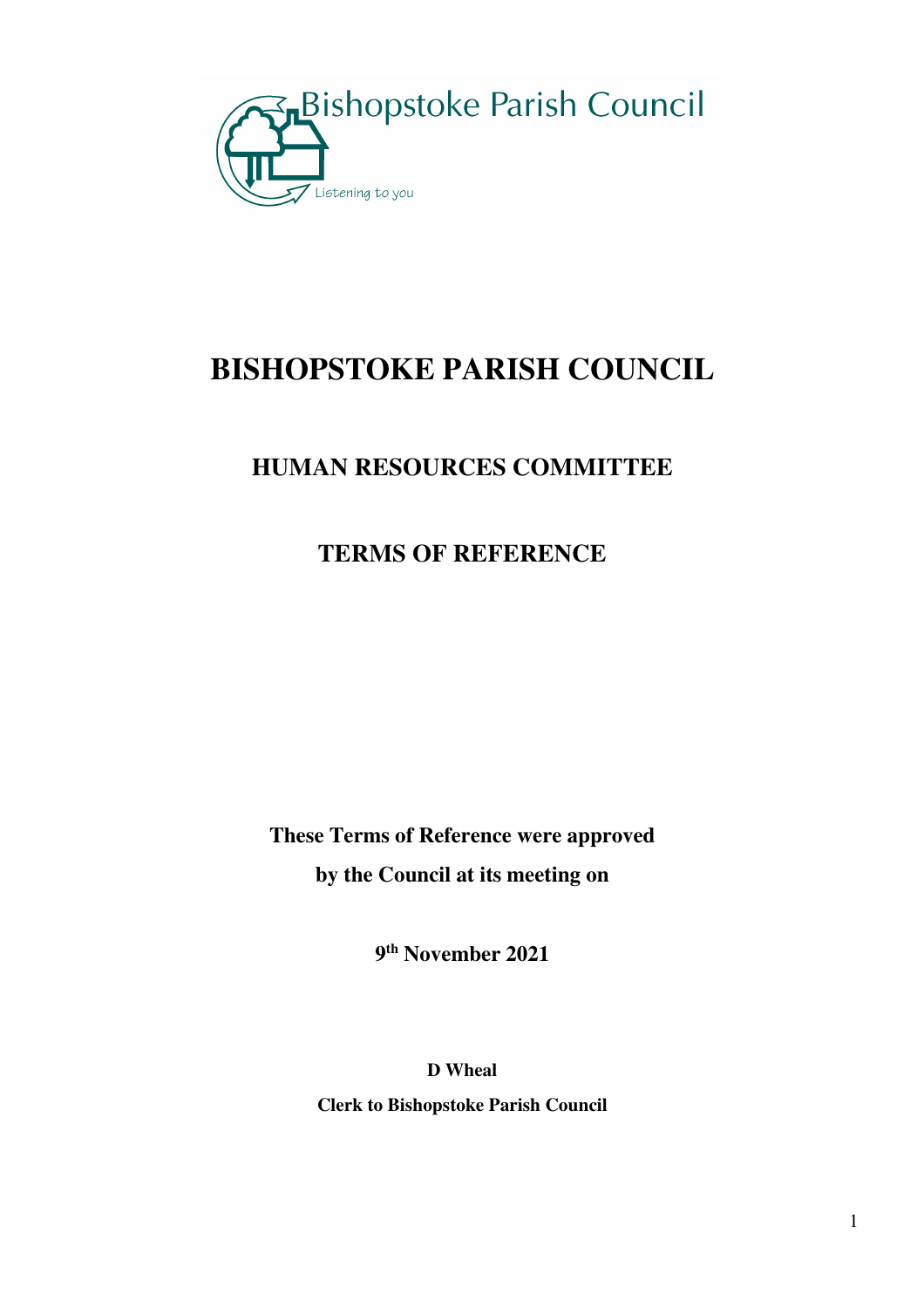Bishopstoke Parish Council

Listening to you

# BISHOPSTOKE PARISH COUNCIL

## HUMAN RESOURCES COMMITTEE

## TERMS OF REFERENCE

**These Terms of Reference were approved**

**by the Council at its meeting on**

**9th November 2021**

**D Wheal**

**Clerk to Bishopstoke Parish Council**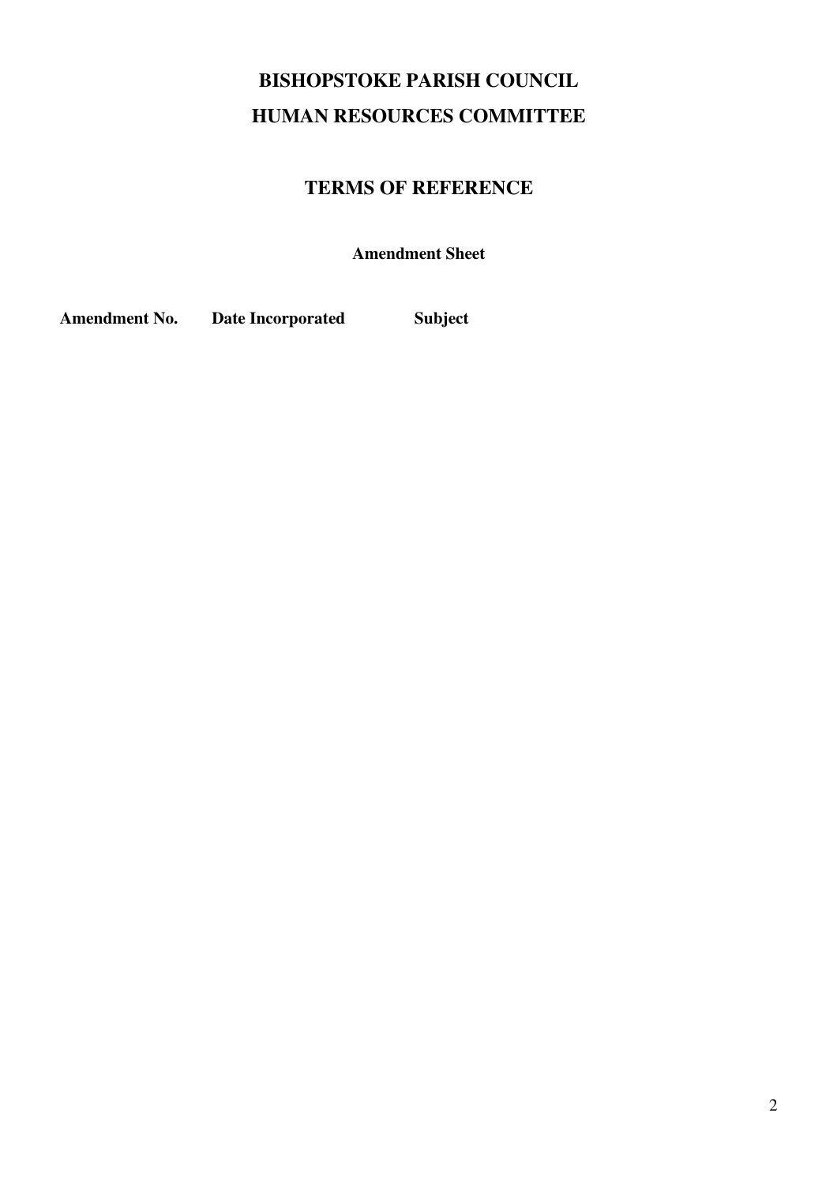# BISHOPSTOKE PARISH COUNCIL
# HUMAN RESOURCES COMMITTEE

## TERMS OF REFERENCE

**Amendment Sheet**

| Amendment No. | Date Incorporated | Subject |
| --- | --- | --- |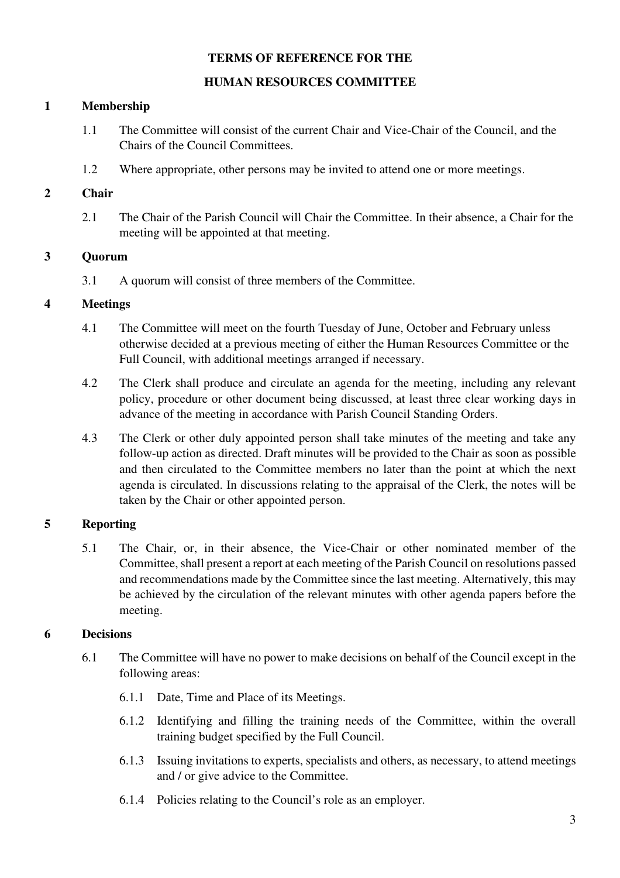**TERMS OF REFERENCE FOR THE**

**HUMAN RESOURCES COMMITTEE**

## 1 Membership

1.1 The Committee will consist of the current Chair and Vice-Chair of the Council, and the Chairs of the Council Committees.

1.2 Where appropriate, other persons may be invited to attend one or more meetings.

## 2 Chair

2.1 The Chair of the Parish Council will Chair the Committee. In their absence, a Chair for the meeting will be appointed at that meeting.

## 3 Quorum

3.1 A quorum will consist of three members of the Committee.

## 4 Meetings

4.1 The Committee will meet on the fourth Tuesday of June, October and February unless otherwise decided at a previous meeting of either the Human Resources Committee or the Full Council, with additional meetings arranged if necessary.

4.2 The Clerk shall produce and circulate an agenda for the meeting, including any relevant policy, procedure or other document being discussed, at least three clear working days in advance of the meeting in accordance with Parish Council Standing Orders.

4.3 The Clerk or other duly appointed person shall take minutes of the meeting and take any follow-up action as directed. Draft minutes will be provided to the Chair as soon as possible and then circulated to the Committee members no later than the point at which the next agenda is circulated. In discussions relating to the appraisal of the Clerk, the notes will be taken by the Chair or other appointed person.

## 5 Reporting

5.1 The Chair, or, in their absence, the Vice-Chair or other nominated member of the Committee, shall present a report at each meeting of the Parish Council on resolutions passed and recommendations made by the Committee since the last meeting. Alternatively, this may be achieved by the circulation of the relevant minutes with other agenda papers before the meeting.

## 6 Decisions

6.1 The Committee will have no power to make decisions on behalf of the Council except in the following areas:

6.1.1 Date, Time and Place of its Meetings.

6.1.2 Identifying and filling the training needs of the Committee, within the overall training budget specified by the Full Council.

6.1.3 Issuing invitations to experts, specialists and others, as necessary, to attend meetings and / or give advice to the Committee.

6.1.4 Policies relating to the Council's role as an employer.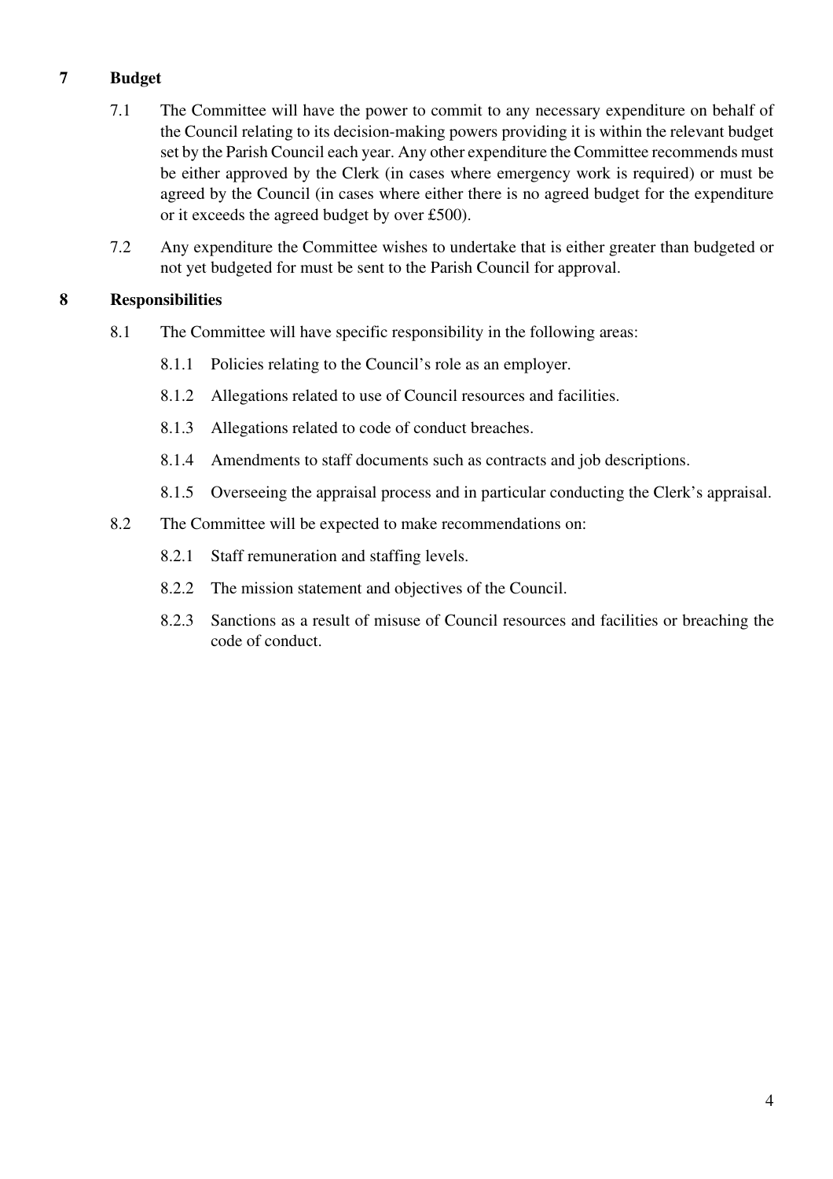## 7 Budget

7.1 The Committee will have the power to commit to any necessary expenditure on behalf of the Council relating to its decision-making powers providing it is within the relevant budget set by the Parish Council each year. Any other expenditure the Committee recommends must be either approved by the Clerk (in cases where emergency work is required) or must be agreed by the Council (in cases where either there is no agreed budget for the expenditure or it exceeds the agreed budget by over £500).

7.2 Any expenditure the Committee wishes to undertake that is either greater than budgeted or not yet budgeted for must be sent to the Parish Council for approval.

## 8 Responsibilities

8.1 The Committee will have specific responsibility in the following areas:

8.1.1 Policies relating to the Council's role as an employer.

8.1.2 Allegations related to use of Council resources and facilities.

8.1.3 Allegations related to code of conduct breaches.

8.1.4 Amendments to staff documents such as contracts and job descriptions.

8.1.5 Overseeing the appraisal process and in particular conducting the Clerk's appraisal.

8.2 The Committee will be expected to make recommendations on:

8.2.1 Staff remuneration and staffing levels.

8.2.2 The mission statement and objectives of the Council.

8.2.3 Sanctions as a result of misuse of Council resources and facilities or breaching the code of conduct.